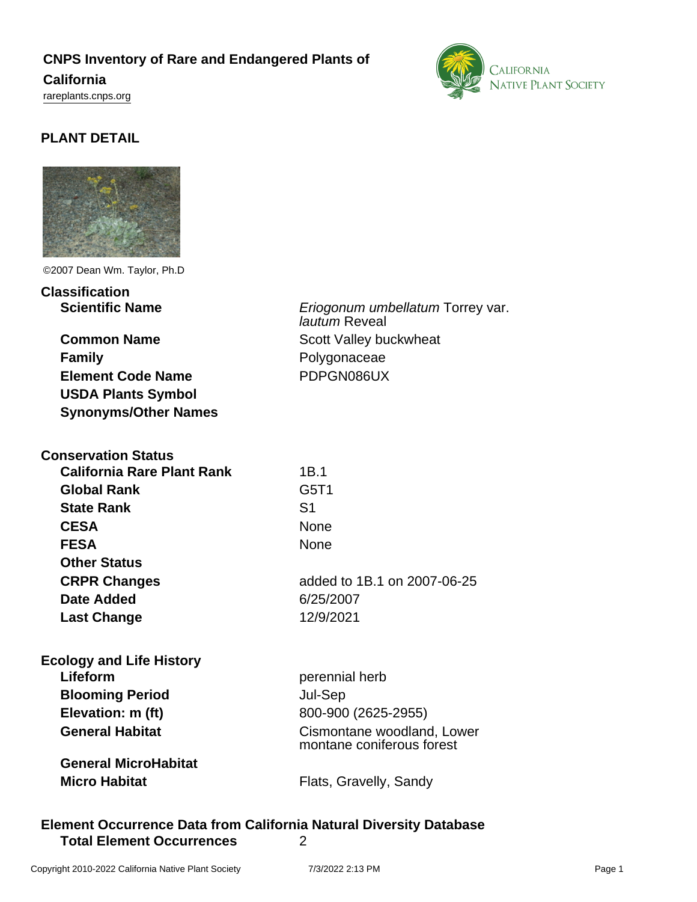# CNPS Inventory of Rare and Endangered Plants of California

rareplants.cnps.org

## PLANT DETAIL

©2007 Dean Wm. Taylor, Ph.D

### Classification

| | |
|---|---|
| **Scientific Name** | *Eriogonum umbellatum* Torrey var. *lautum* Reveal |
| **Common Name** | Scott Valley buckwheat |
| **Family** | Polygonaceae |
| **Element Code Name** | PDPGN086UX |
| **USDA Plants Symbol** | |
| **Synonyms/Other Names** | |

### Conservation Status

| | |
|---|---|
| **California Rare Plant Rank** | 1B.1 |
| **Global Rank** | G5T1 |
| **State Rank** | S1 |
| **CESA** | None |
| **FESA** | None |
| **Other Status** | |
| **CRPR Changes** | added to 1B.1 on 2007-06-25 |
| **Date Added** | 6/25/2007 |
| **Last Change** | 12/9/2021 |

### Ecology and Life History

| | |
|---|---|
| **Lifeform** | perennial herb |
| **Blooming Period** | Jul-Sep |
| **Elevation: m (ft)** | 800-900 (2625-2955) |
| **General Habitat** | Cismontane woodland, Lower montane coniferous forest |
| **General MicroHabitat** | |
| **Micro Habitat** | Flats, Gravelly, Sandy |

### Element Occurrence Data from California Natural Diversity Database

| | |
|---|---|
| **Total Element Occurrences** | 2 |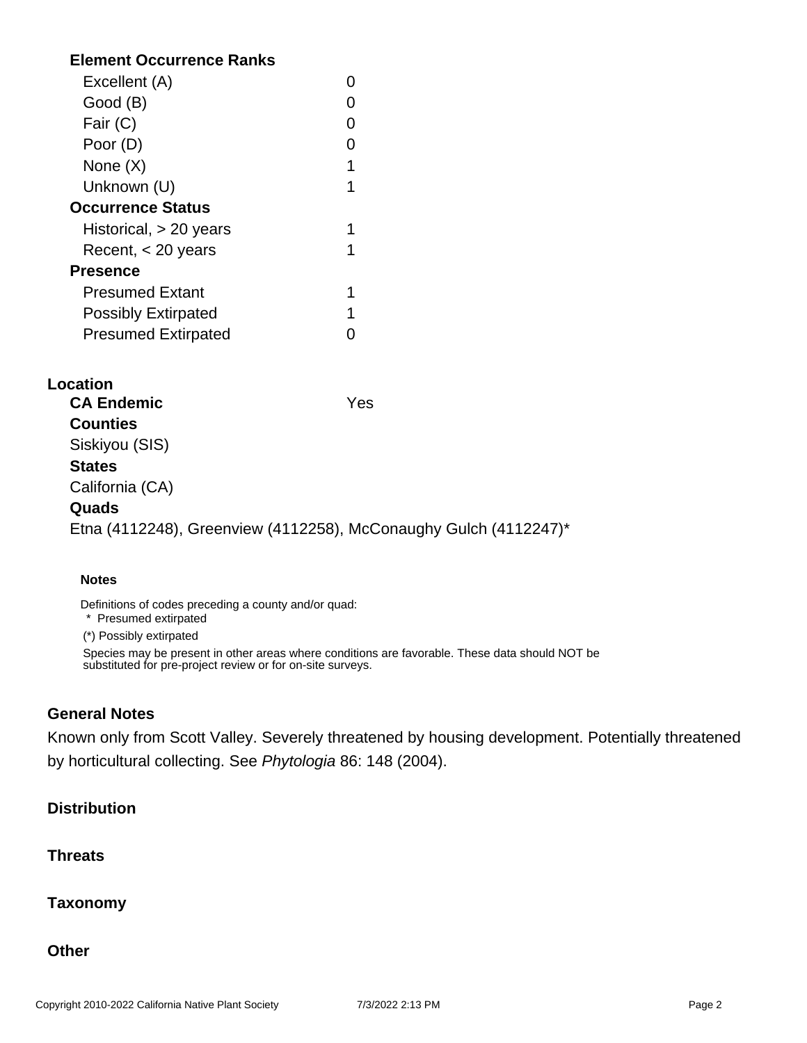**Element Occurrence Ranks**

| | |
|---|---|
| Excellent (A) | 0 |
| Good (B) | 0 |
| Fair (C) | 0 |
| Poor (D) | 0 |
| None (X) | 1 |
| Unknown (U) | 1 |

**Occurrence Status**

| | |
|---|---|
| Historical, > 20 years | 1 |
| Recent, < 20 years | 1 |

**Presence**

| | |
|---|---|
| Presumed Extant | 1 |
| Possibly Extirpated | 1 |
| Presumed Extirpated | 0 |

### Location

**CA Endemic** Yes

**Counties**

Siskiyou (SIS)

**States**

California (CA)

**Quads**

Etna (4112248), Greenview (4112258), McConaughy Gulch (4112247)*

**Notes**

Definitions of codes preceding a county and/or quad:
 * Presumed extirpated
(*) Possibly extirpated

Species may be present in other areas where conditions are favorable. These data should NOT be substituted for pre-project review or for on-site surveys.

### General Notes

Known only from Scott Valley. Severely threatened by housing development. Potentially threatened by horticultural collecting. See *Phytologia* 86: 148 (2004).

### Distribution

### Threats

### Taxonomy

### Other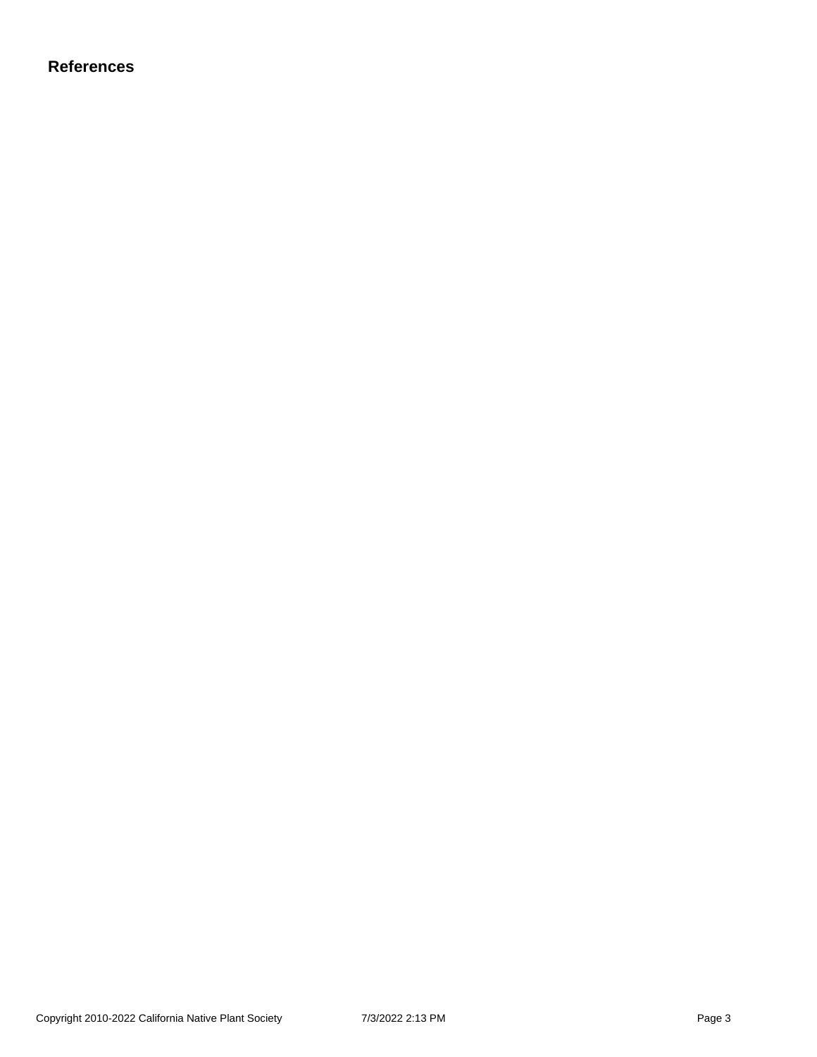## References